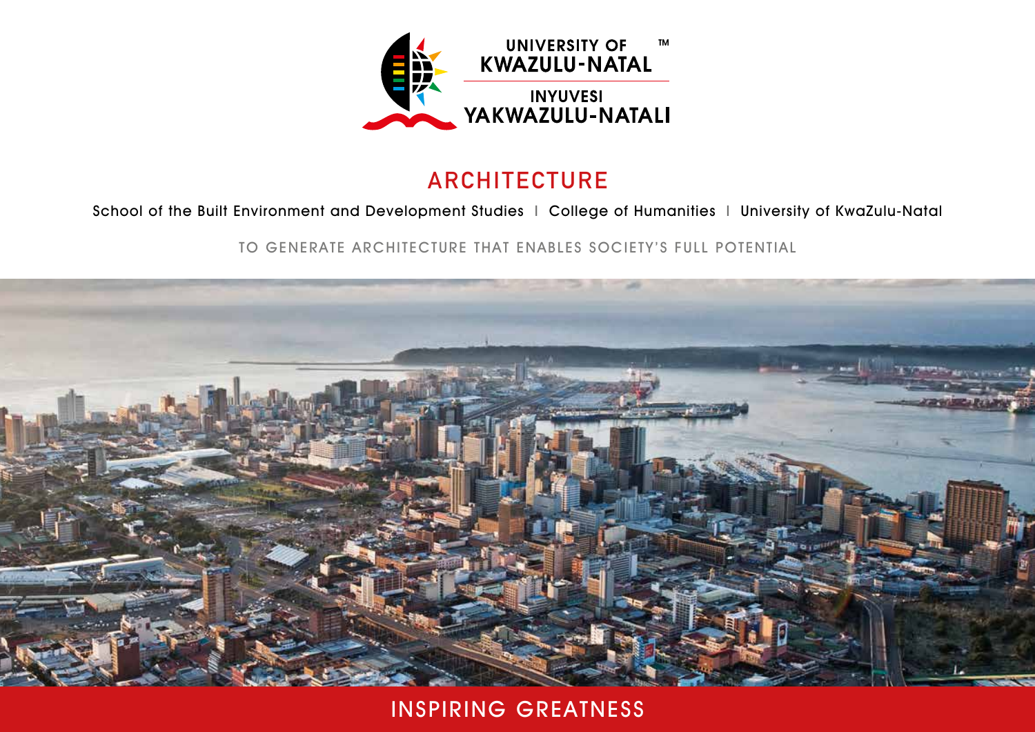UNIVERSITY OF KWAZULU-NATAL

INYUVESI YAKWAZULU-NATALI

# ARCHITECTURE

School of the Built Environment and Development Studies | College of Humanities | University of KwaZulu-Natal

TO GENERATE ARCHITECTURE THAT ENABLES SOCIETY'S FULL POTENTIAL

INSPIRING GREATNESS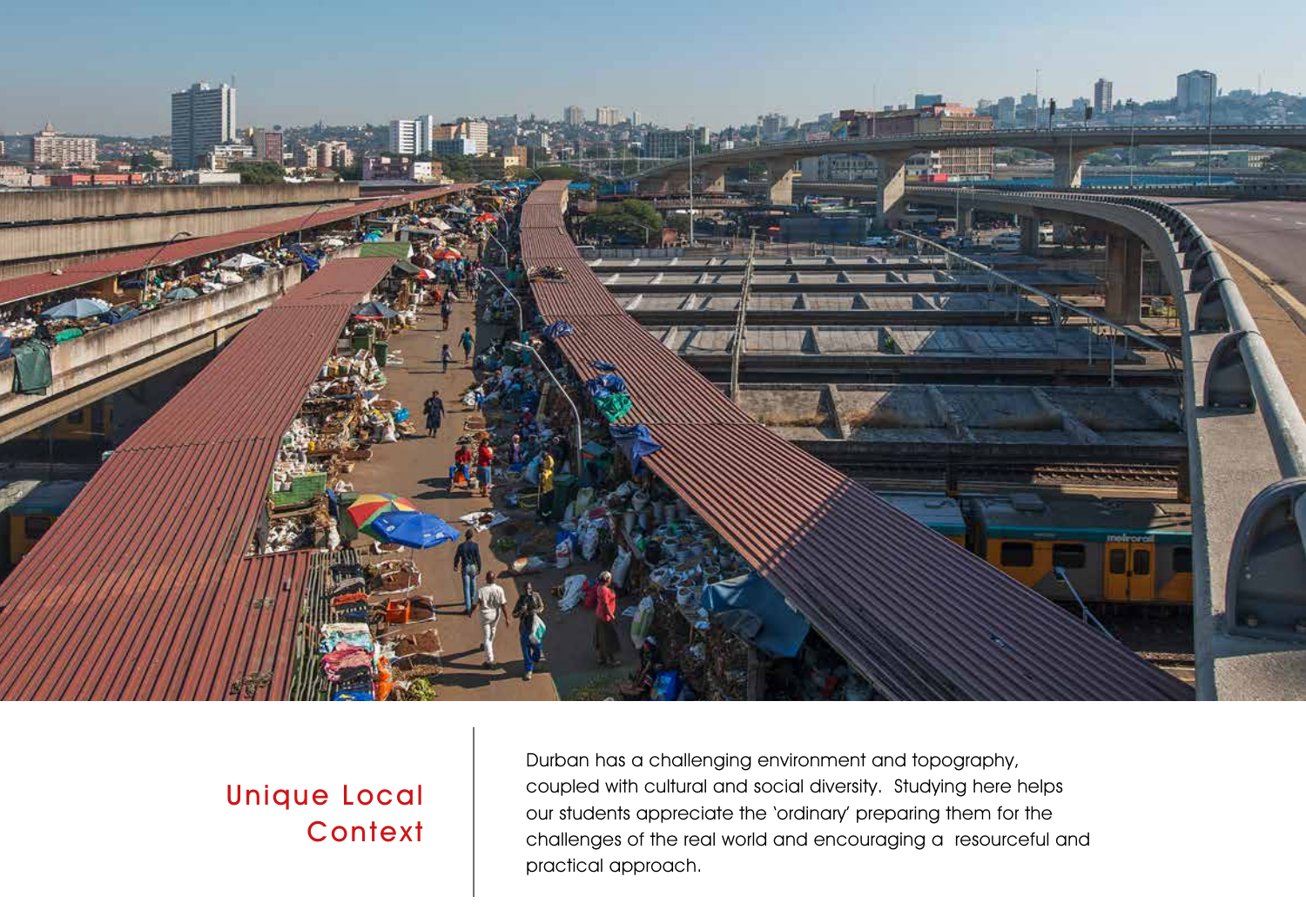## Unique Local Context

Durban has a challenging environment and topography, coupled with cultural and social diversity. Studying here helps our students appreciate the 'ordinary' preparing them for the challenges of the real world and encouraging a resourceful and practical approach.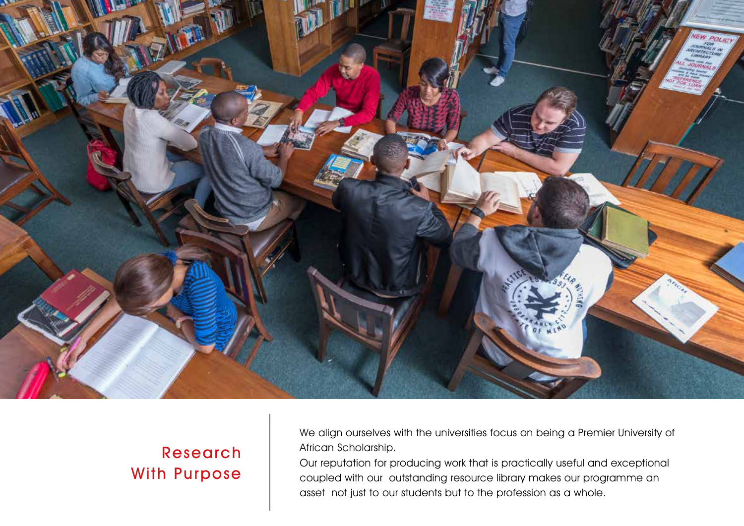## Research With Purpose

We align ourselves with the universities focus on being a Premier University of African Scholarship.

Our reputation for producing work that is practically useful and exceptional coupled with our outstanding resource library makes our programme an asset not just to our students but to the profession as a whole.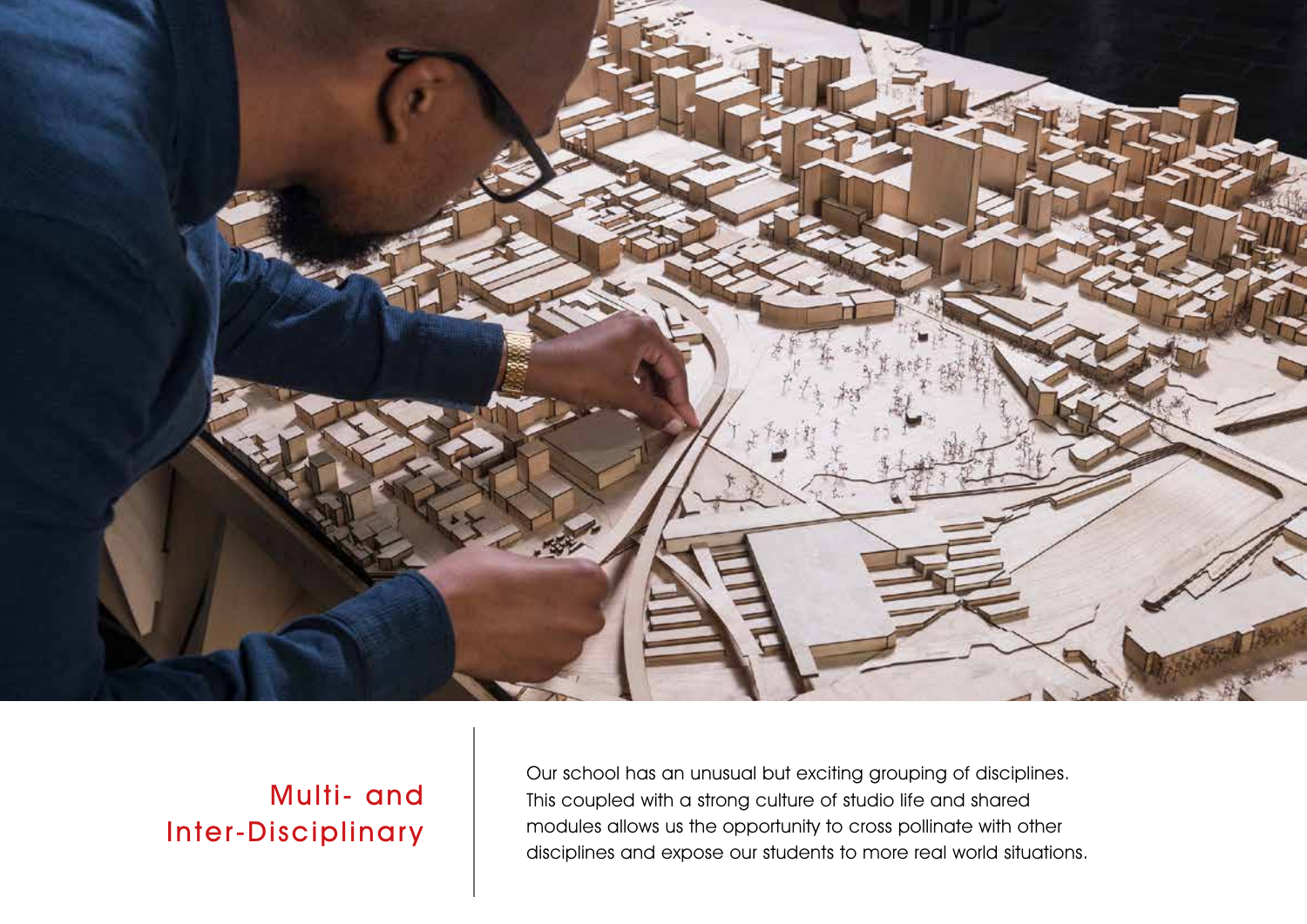## Multi- and Inter-Disciplinary

Our school has an unusual but exciting grouping of disciplines. This coupled with a strong culture of studio life and shared modules allows us the opportunity to cross pollinate with other disciplines and expose our students to more real world situations.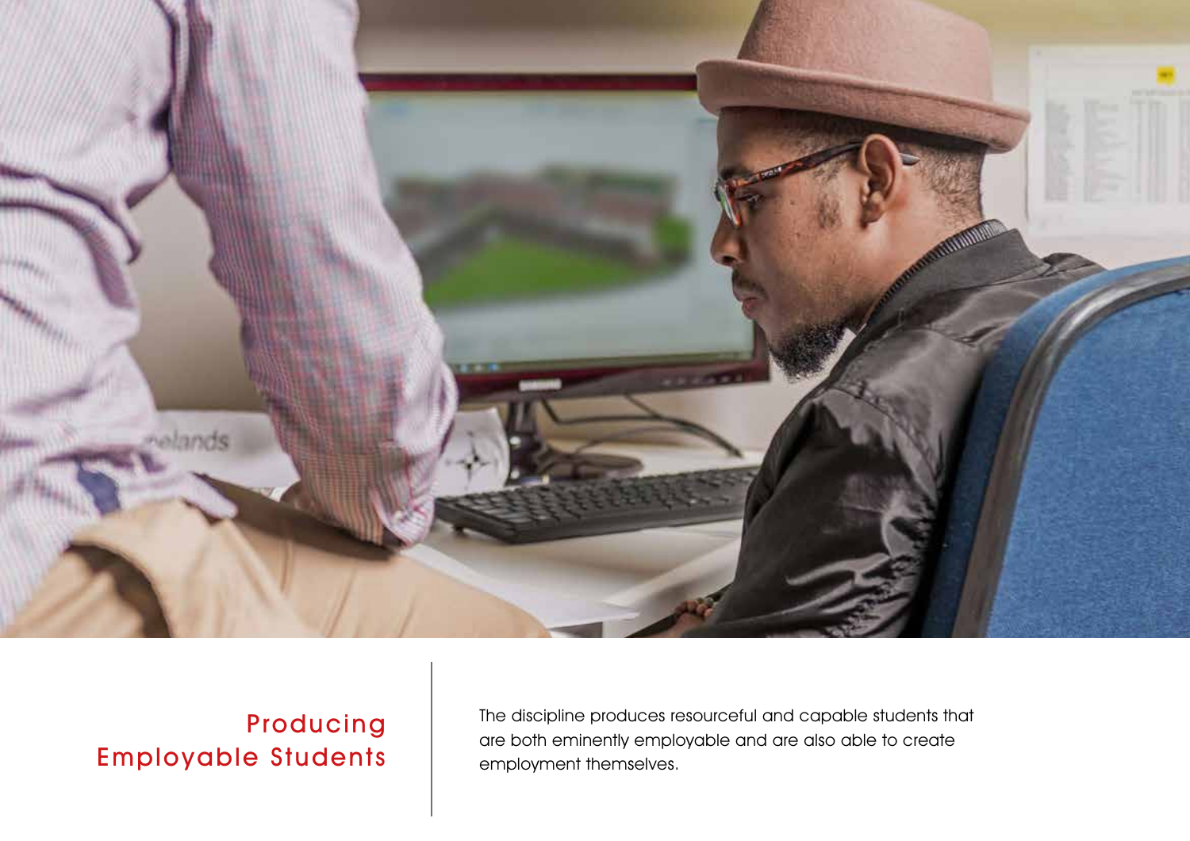## Producing Employable Students

The discipline produces resourceful and capable students that are both eminently employable and are also able to create employment themselves.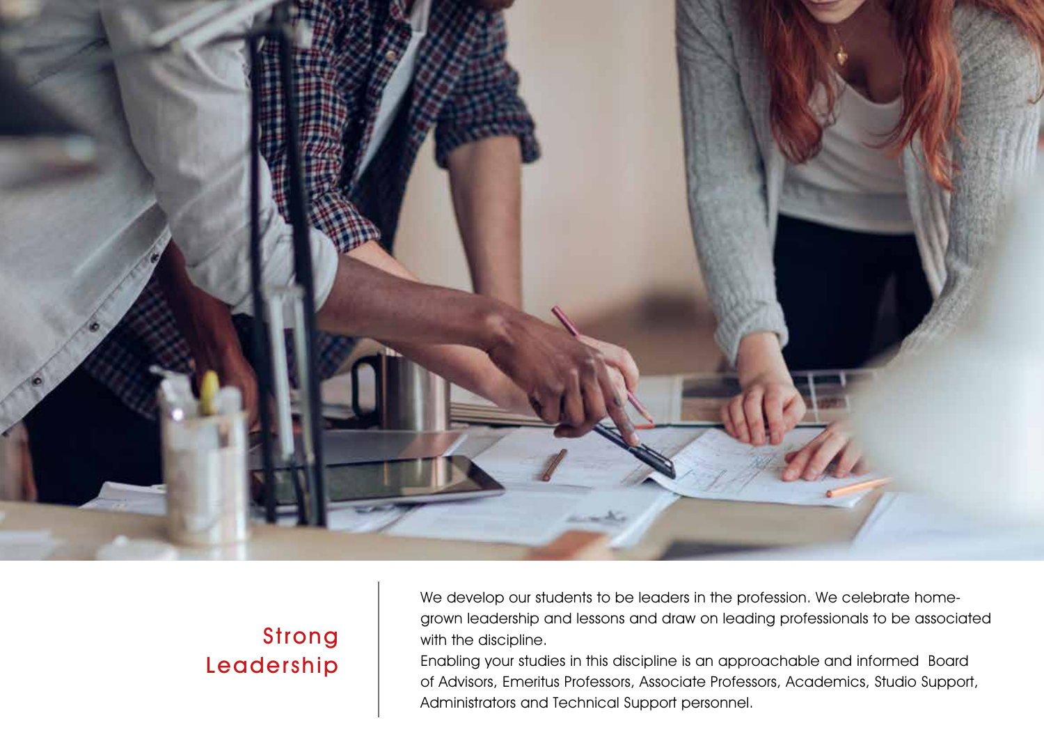## Strong Leadership

We develop our students to be leaders in the profession. We celebrate home-grown leadership and lessons and draw on leading professionals to be associated with the discipline.

Enabling your studies in this discipline is an approachable and informed Board of Advisors, Emeritus Professors, Associate Professors, Academics, Studio Support, Administrators and Technical Support personnel.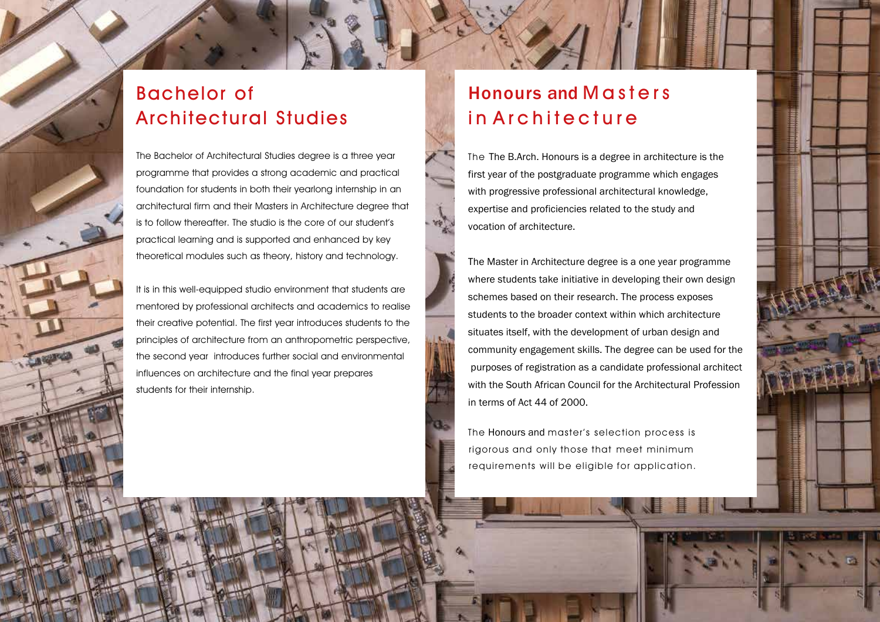## Bachelor of Architectural Studies

The Bachelor of Architectural Studies degree is a three year programme that provides a strong academic and practical foundation for students in both their yearlong internship in an architectural firm and their Masters in Architecture degree that is to follow thereafter. The studio is the core of our student's practical learning and is supported and enhanced by key theoretical modules such as theory, history and technology.

It is in this well-equipped studio environment that students are mentored by professional architects and academics to realise their creative potential. The first year introduces students to the principles of architecture from an anthropometric perspective, the second year introduces further social and environmental influences on architecture and the final year prepares students for their internship.

## Honours and Masters in Architecture

The The B.Arch. Honours is a degree in architecture is the first year of the postgraduate programme which engages with progressive professional architectural knowledge, expertise and proficiencies related to the study and vocation of architecture.

The Master in Architecture degree is a one year programme where students take initiative in developing their own design schemes based on their research. The process exposes students to the broader context within which architecture situates itself, with the development of urban design and community engagement skills. The degree can be used for the purposes of registration as a candidate professional architect with the South African Council for the Architectural Profession in terms of Act 44 of 2000.

The Honours and master's selection process is rigorous and only those that meet minimum requirements will be eligible for application.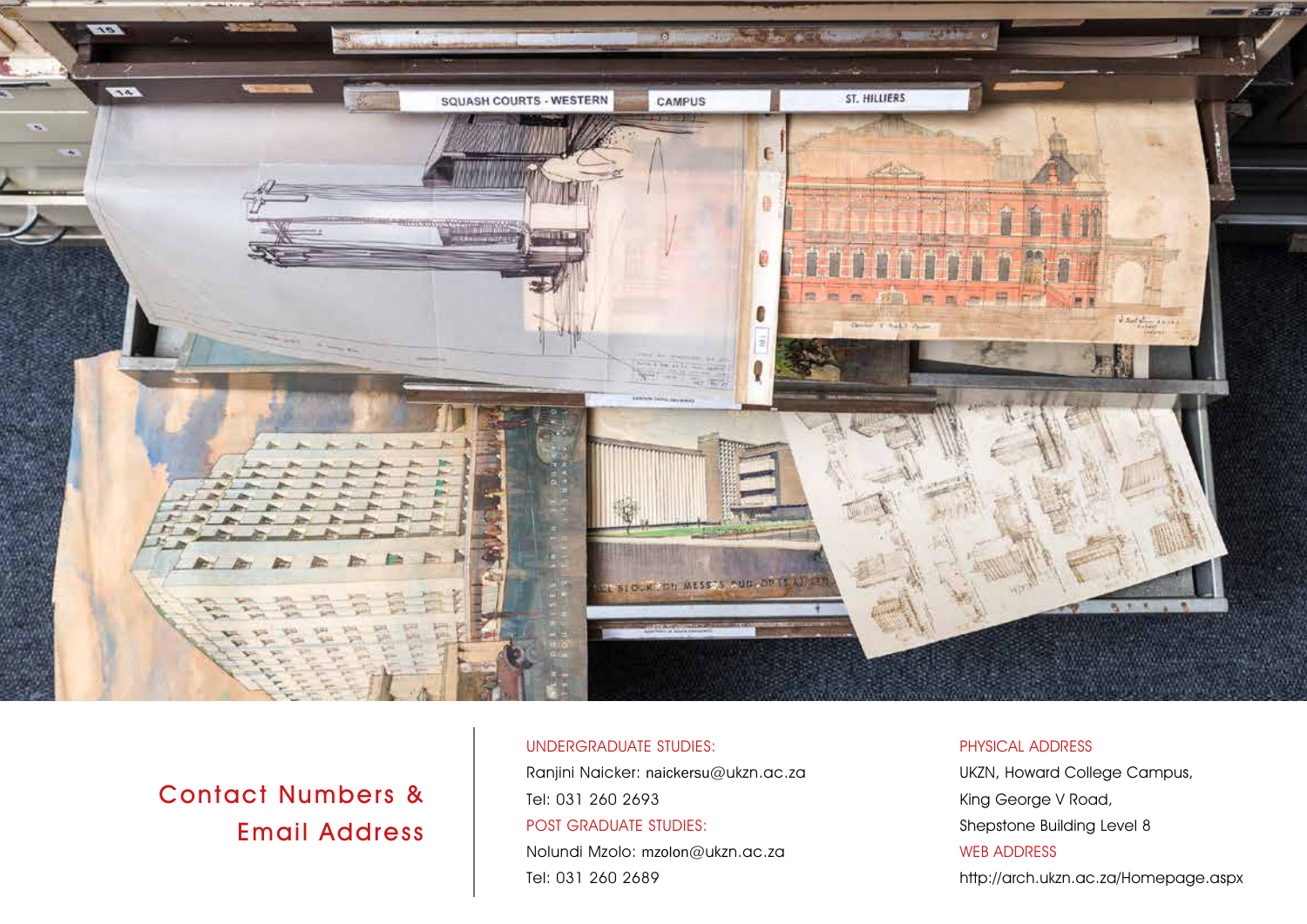## Contact Numbers & Email Address

UNDERGRADUATE STUDIES:

Ranjini Naicker: naickersu@ukzn.ac.za

Tel: 031 260 2693

POST GRADUATE STUDIES:

Nolundi Mzolo: mzolon@ukzn.ac.za

Tel: 031 260 2689

PHYSICAL ADDRESS

UKZN, Howard College Campus,

King George V Road,

Shepstone Building Level 8

WEB ADDRESS

http://arch.ukzn.ac.za/Homepage.aspx